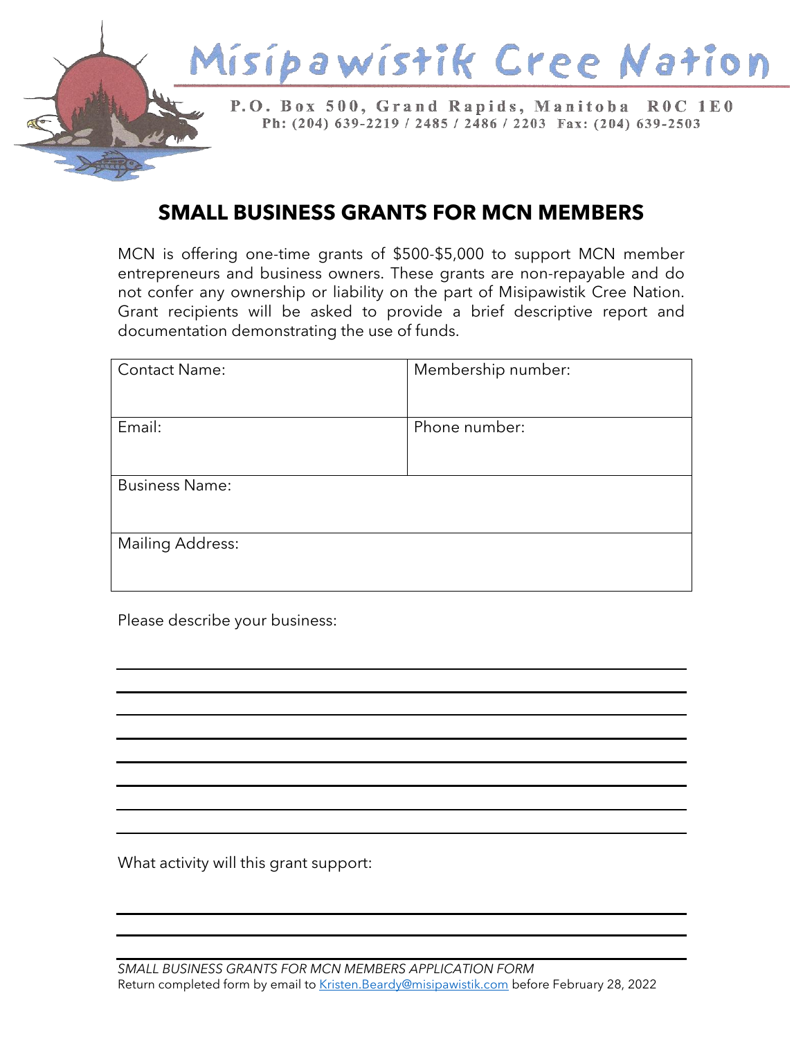# Misipawistik Cree Nation

P.O. Box 500, Grand Rapids, Manitoba R0C 1E0
Ph: (204) 639-2219 / 2485 / 2486 / 2203 Fax: (204) 639-2503

## SMALL BUSINESS GRANTS FOR MCN MEMBERS

MCN is offering one-time grants of $500-$5,000 to support MCN member entrepreneurs and business owners. These grants are non-repayable and do not confer any ownership or liability on the part of Misipawistik Cree Nation. Grant recipients will be asked to provide a brief descriptive report and documentation demonstrating the use of funds.

| Contact Name: | Membership number: |
|---|---|
| Email: | Phone number: |
| Business Name: | |
| Mailing Address: | |

Please describe your business:

________________________________________________________________________________

________________________________________________________________________________

________________________________________________________________________________

________________________________________________________________________________

________________________________________________________________________________

________________________________________________________________________________

________________________________________________________________________________

________________________________________________________________________________

What activity will this grant support:

________________________________________________________________________________

________________________________________________________________________________

________________________________________________________________________________

*SMALL BUSINESS GRANTS FOR MCN MEMBERS APPLICATION FORM*
Return completed form by email to Kristen.Beardy@misipawistik.com before February 28, 2022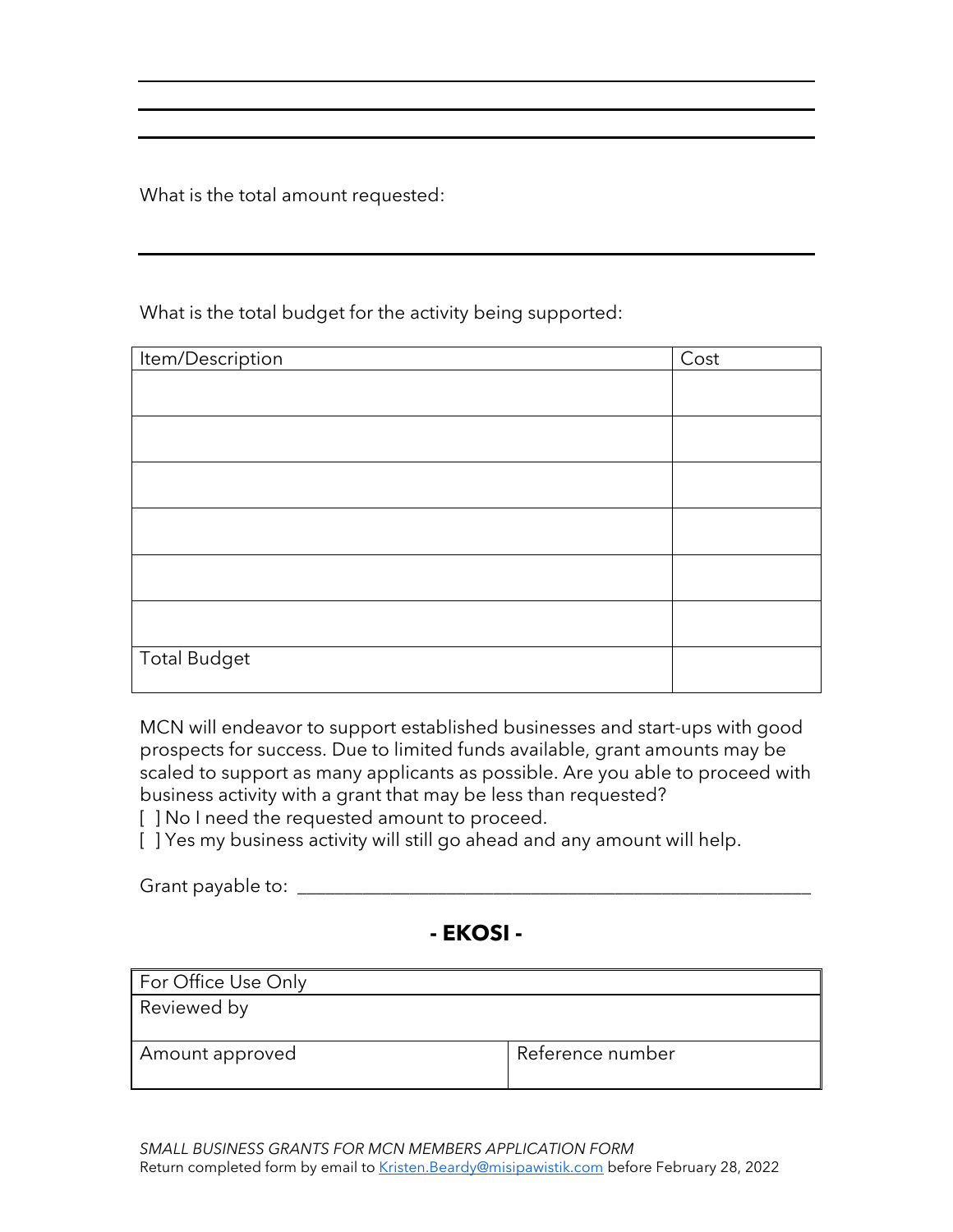What is the total amount requested:

What is the total budget for the activity being supported:

| Item/Description | Cost |
| --- | --- |
| | |
| | |
| | |
| | |
| | |
| | |
| Total Budget | |

MCN will endeavor to support established businesses and start-ups with good prospects for success. Due to limited funds available, grant amounts may be scaled to support as many applicants as possible. Are you able to proceed with business activity with a grant that may be less than requested?
[ ] No I need the requested amount to proceed.
[ ] Yes my business activity will still go ahead and any amount will help.

Grant payable to: ____________________________________________________________

**- EKOSI -**

| For Office Use Only | |
| --- | --- |
| Reviewed by | |
| Amount approved | Reference number |

*SMALL BUSINESS GRANTS FOR MCN MEMBERS APPLICATION FORM*
Return completed form by email to Kristen.Beardy@misipawistik.com before February 28, 2022